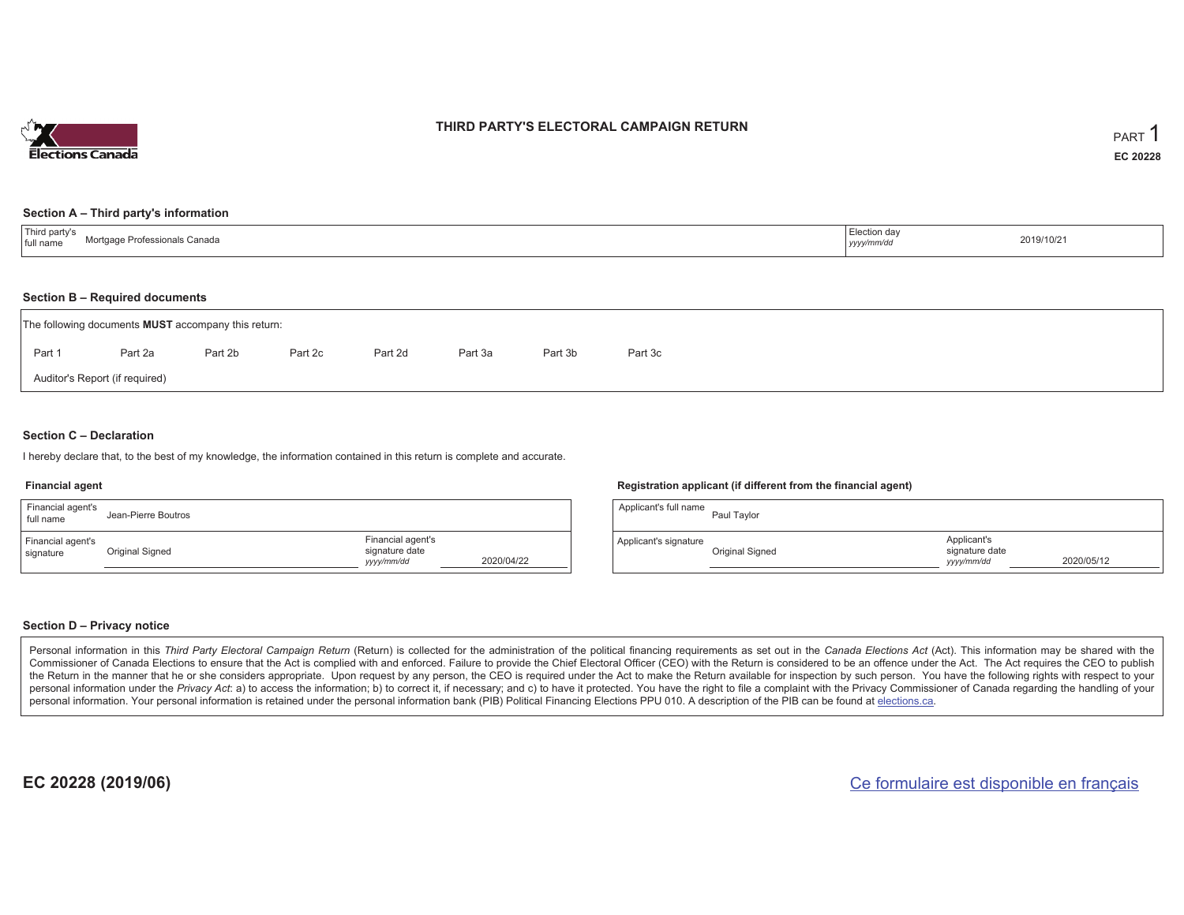# THIRD PARTY'S ELECTORAL CAMPAIGN RETURN

PART 1

**EC 20228**

## Section A – Third party's information

| Third party's full name | Mortgage Professionals Canada | Election day *yyyy/mm/dd* | 2019/10/21 |
|---|---|---|---|

## Section B – Required documents

The following documents **MUST** accompany this return:

Part 1 | Part 2a | Part 2b | Part 2c | Part 2d | Part 3a | Part 3b | Part 3c

Auditor's Report (if required)

## Section C – Declaration

I hereby declare that, to the best of my knowledge, the information contained in this return is complete and accurate.

### Financial agent

| Financial agent's full name | Jean-Pierre Boutros | | |
|---|---|---|---|
| Financial agent's signature | Original Signed | Financial agent's signature date *yyyy/mm/dd* | 2020/04/22 |

### Registration applicant (if different from the financial agent)

| Applicant's full name | Paul Taylor | | |
|---|---|---|---|
| Applicant's signature | Original Signed | Applicant's signature date *yyyy/mm/dd* | 2020/05/12 |

## Section D – Privacy notice

Personal information in this *Third Party Electoral Campaign Return* (Return) is collected for the administration of the political financing requirements as set out in the *Canada Elections Act* (Act). This information may be shared with the Commissioner of Canada Elections to ensure that the Act is complied with and enforced. Failure to provide the Chief Electoral Officer (CEO) with the Return is considered to be an offence under the Act. The Act requires the CEO to publish the Return in the manner that he or she considers appropriate. Upon request by any person, the CEO is required under the Act to make the Return available for inspection by such person. You have the following rights with respect to your personal information under the *Privacy Act*: a) to access the information; b) to correct it, if necessary; and c) to have it protected. You have the right to file a complaint with the Privacy Commissioner of Canada regarding the handling of your personal information. Your personal information is retained under the personal information bank (PIB) Political Financing Elections PPU 010. A description of the PIB can be found at elections.ca.

**EC 20228 (2019/06)**

Ce formulaire est disponible en français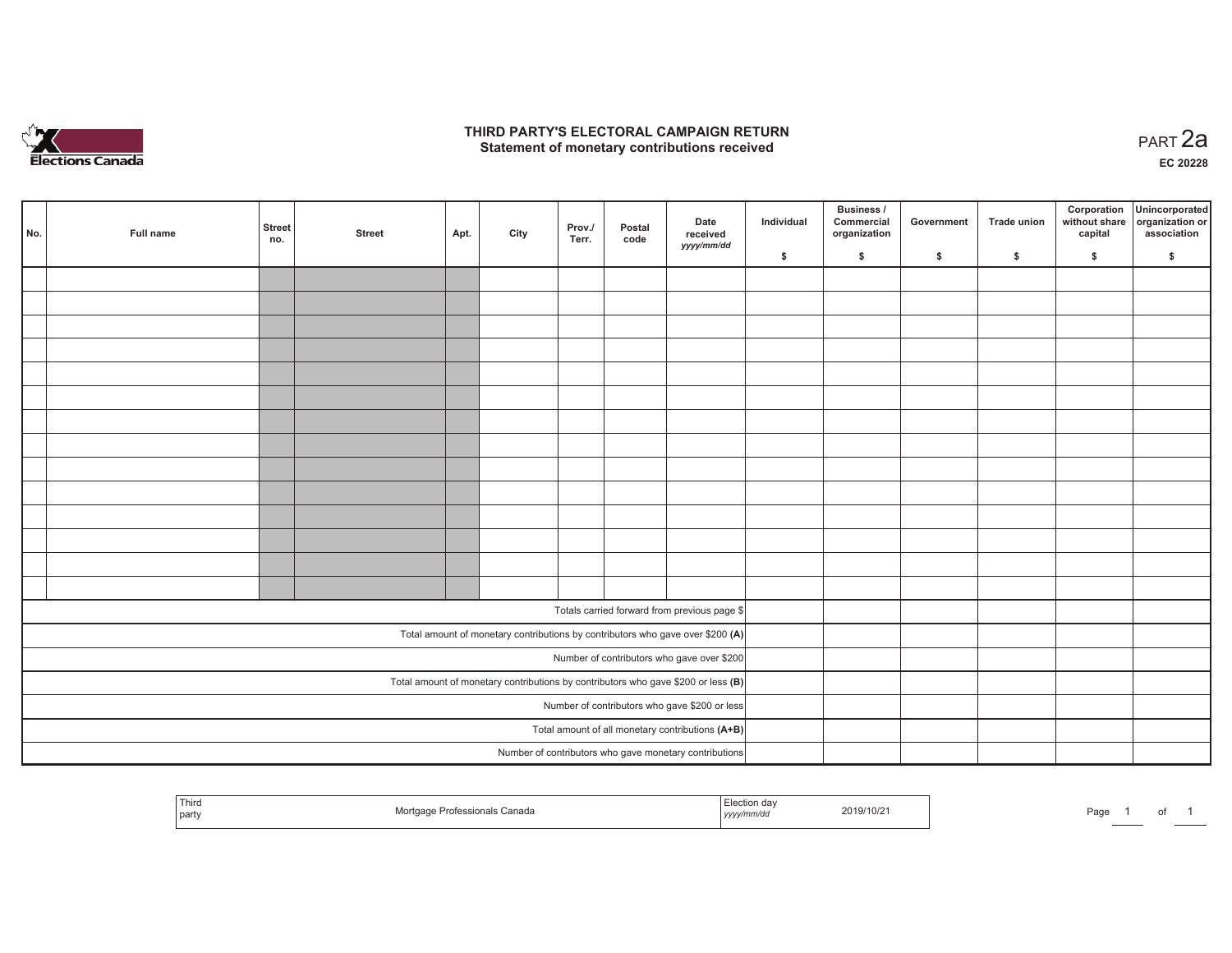# THIRD PARTY'S ELECTORAL CAMPAIGN RETURN
## Statement of monetary contributions received

PART 2a

EC 20228

| No. | Full name | Street no. | Street | Apt. | City | Prov./ Terr. | Postal code | Date received yyyy/mm/dd | Individual $ | Business / Commercial organization $ | Government $ | Trade union $ | Corporation without share capital $ | Unincorporated organization or association $ |
|---|---|---|---|---|---|---|---|---|---|---|---|---|---|---|
| | | | | | | | | | | | | | | |
| | | | | | | | | | | | | | | |
| | | | | | | | | | | | | | | |
| | | | | | | | | | | | | | | |
| | | | | | | | | | | | | | | |
| | | | | | | | | | | | | | | |
| | | | | | | | | | | | | | | |
| | | | | | | | | | | | | | | |
| | | | | | | | | | | | | | | |
| | | | | | | | | | | | | | | |
| | | | | | | | | | | | | | | |
| | | | | | | | | | | | | | | |
| | | | | | | | | | | | | | | |
| | | | | | | | | | | | | | | |
| Totals carried forward from previous page $ | | | | | | | | | | | | | | |
| Total amount of monetary contributions by contributors who gave over $200 **(A)** | | | | | | | | | | | | | | |
| Number of contributors who gave over $200 | | | | | | | | | | | | | | |
| Total amount of monetary contributions by contributors who gave $200 or less **(B)** | | | | | | | | | | | | | | |
| Number of contributors who gave $200 or less | | | | | | | | | | | | | | |
| Total amount of all monetary contributions **(A+B)** | | | | | | | | | | | | | | |
| Number of contributors who gave monetary contributions | | | | | | | | | | | | | | |

| Third party | Mortgage Professionals Canada | Election day yyyy/mm/dd | 2019/10/21 |
|---|---|---|---|

Page 1 of 1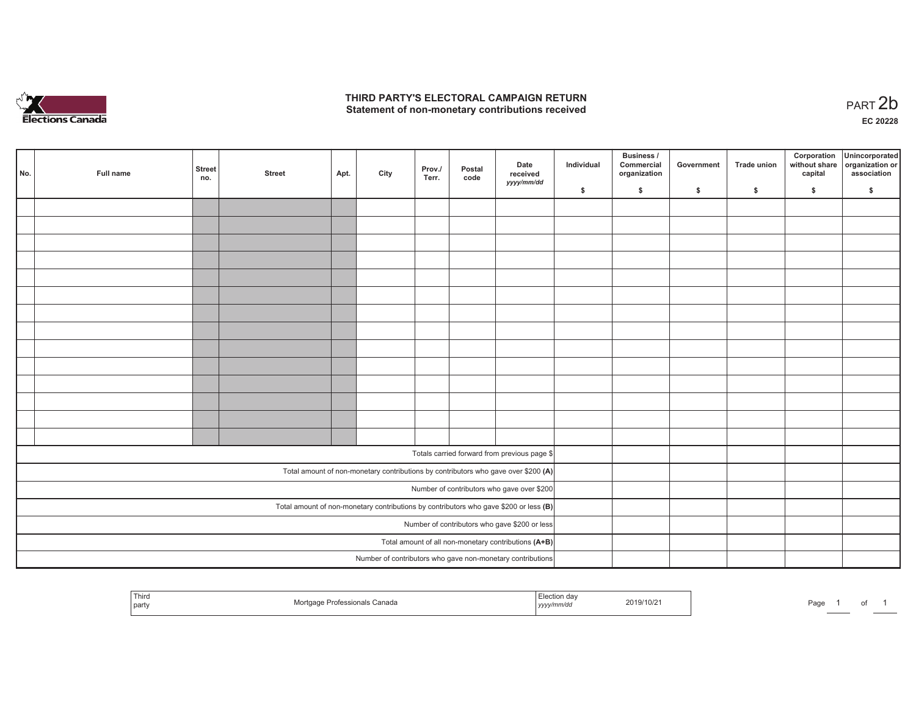# THIRD PARTY'S ELECTORAL CAMPAIGN RETURN
## Statement of non-monetary contributions received

PART 2b

**EC 20228**

| No. | Full name | Street no. | Street | Apt. | City | Prov./ Terr. | Postal code | Date received yyyy/mm/dd | Individual $ | Business / Commercial organization $ | Government $ | Trade union $ | Corporation without share capital $ | Unincorporated organization or association $ |
|---|---|---|---|---|---|---|---|---|---|---|---|---|---|---|
| | | | | | | | | | | | | | | |
| | | | | | | | | | | | | | | |
| | | | | | | | | | | | | | | |
| | | | | | | | | | | | | | | |
| | | | | | | | | | | | | | | |
| | | | | | | | | | | | | | | |
| | | | | | | | | | | | | | | |
| | | | | | | | | | | | | | | |
| | | | | | | | | | | | | | | |
| | | | | | | | | | | | | | | |
| | | | | | | | | | | | | | | |
| | | | | | | | | | | | | | | |
| | | | | | | | | | | | | | | |
| | | | | | | | | | | | | | | |
| Totals carried forward from previous page $ | | | | | | | | | | | | | | |
| Total amount of non-monetary contributions by contributors who gave over $200 **(A)** | | | | | | | | | | | | | | |
| Number of contributors who gave over $200 | | | | | | | | | | | | | | |
| Total amount of non-monetary contributions by contributors who gave $200 or less **(B)** | | | | | | | | | | | | | | |
| Number of contributors who gave $200 or less | | | | | | | | | | | | | | |
| Total amount of all non-monetary contributions **(A+B)** | | | | | | | | | | | | | | |
| Number of contributors who gave non-monetary contributions | | | | | | | | | | | | | | |

| Third party | Mortgage Professionals Canada | Election day yyyy/mm/dd | 2019/10/21 |
|---|---|---|---|

Page 1 of 1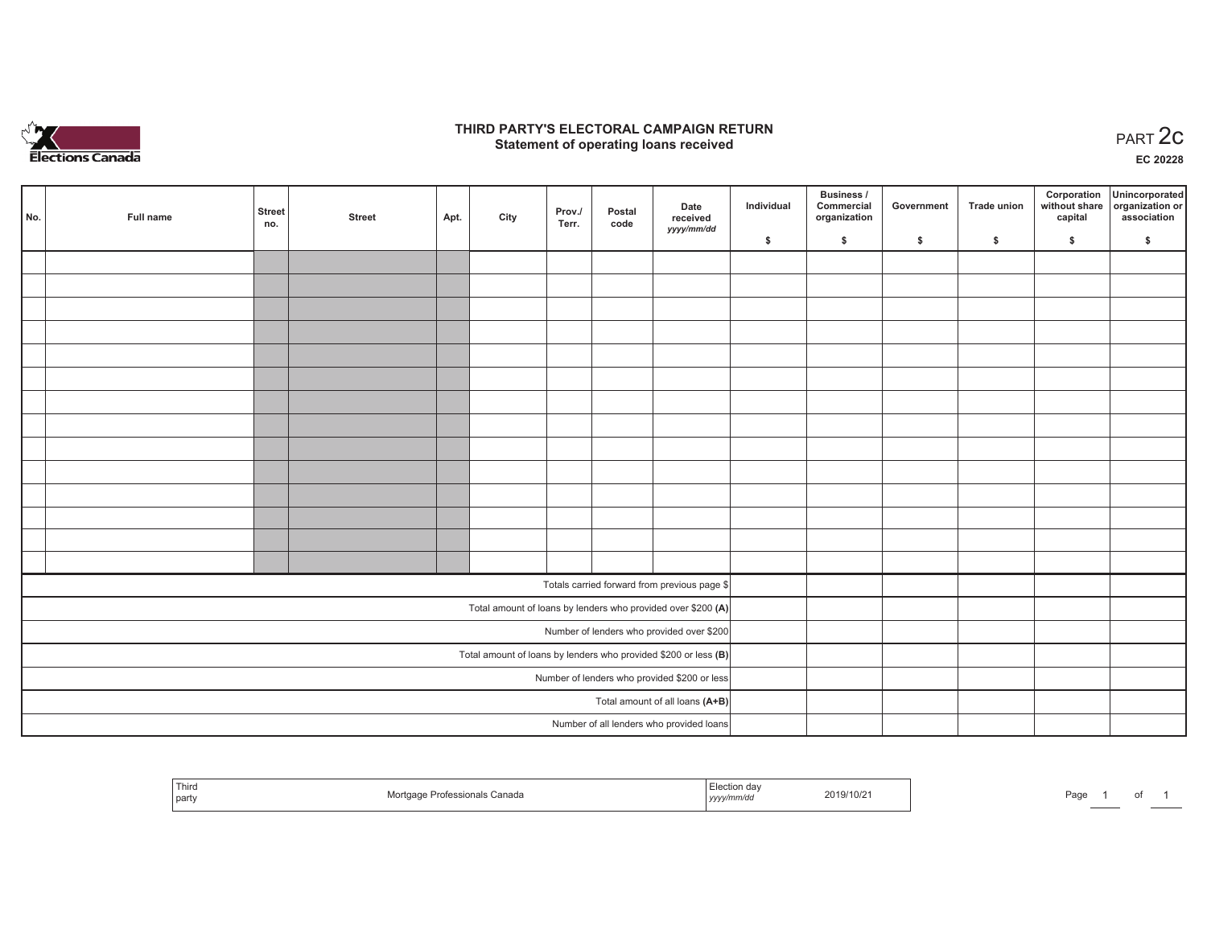# THIRD PARTY'S ELECTORAL CAMPAIGN RETURN
## Statement of operating loans received

PART 2c

EC 20228

| No. | Full name | Street no. | Street | Apt. | City | Prov./ Terr. | Postal code | Date received *yyyy/mm/dd* | Individual $ | Business / Commercial organization $ | Government $ | Trade union $ | Corporation without share capital $ | Unincorporated organization or association $ |
|---|---|---|---|---|---|---|---|---|---|---|---|---|---|---|
| | | | | | | | | | | | | | | |
| | | | | | | | | | | | | | | |
| | | | | | | | | | | | | | | |
| | | | | | | | | | | | | | | |
| | | | | | | | | | | | | | | |
| | | | | | | | | | | | | | | |
| | | | | | | | | | | | | | | |
| | | | | | | | | | | | | | | |
| | | | | | | | | | | | | | | |
| | | | | | | | | | | | | | | |
| | | | | | | | | | | | | | | |
| | | | | | | | | | | | | | | |
| | | | | | | | | | | | | | | |
| | | | | | | | | | | | | | | |
| Totals carried forward from previous page $ | | | | | | | | | | | | | | |
| Total amount of loans by lenders who provided over $200 **(A)** | | | | | | | | | | | | | | |
| Number of lenders who provided over $200 | | | | | | | | | | | | | | |
| Total amount of loans by lenders who provided $200 or less **(B)** | | | | | | | | | | | | | | |
| Number of lenders who provided $200 or less | | | | | | | | | | | | | | |
| Total amount of all loans **(A+B)** | | | | | | | | | | | | | | |
| Number of all lenders who provided loans | | | | | | | | | | | | | | |

| Third party | Mortgage Professionals Canada | Election day *yyyy/mm/dd* | 2019/10/21 |
|---|---|---|---|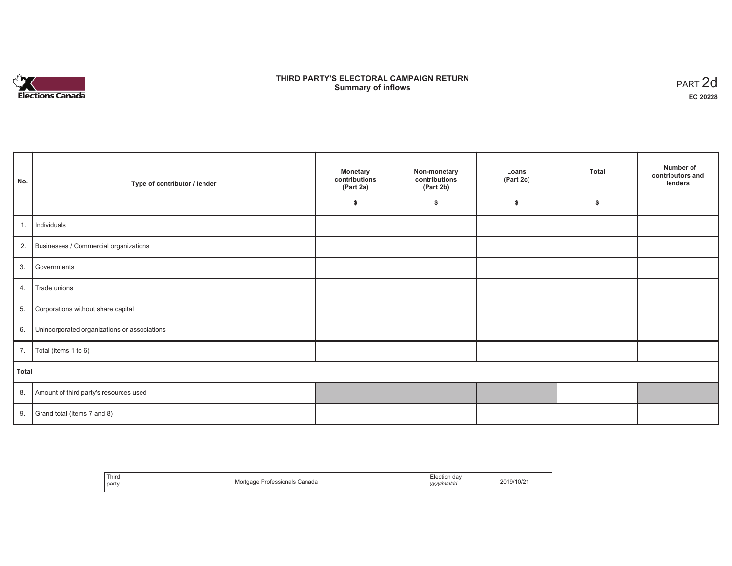# THIRD PARTY'S ELECTORAL CAMPAIGN RETURN
## Summary of inflows

PART 2d
**EC 20228**

| No. | Type of contributor / lender | Monetary contributions (Part 2a) $ | Non-monetary contributions (Part 2b) $ | Loans (Part 2c) $ | Total $ | Number of contributors and lenders |
|---|---|---|---|---|---|---|
| 1. | Individuals | | | | | |
| 2. | Businesses / Commercial organizations | | | | | |
| 3. | Governments | | | | | |
| 4. | Trade unions | | | | | |
| 5. | Corporations without share capital | | | | | |
| 6. | Unincorporated organizations or associations | | | | | |
| 7. | Total (items 1 to 6) | | | | | |
| **Total** | | | | | | |
| 8. | Amount of third party's resources used | | | | | |
| 9. | Grand total (items 7 and 8) | | | | | |

| Third party | Mortgage Professionals Canada | Election day *yyyy/mm/dd* | 2019/10/21 |
|---|---|---|---|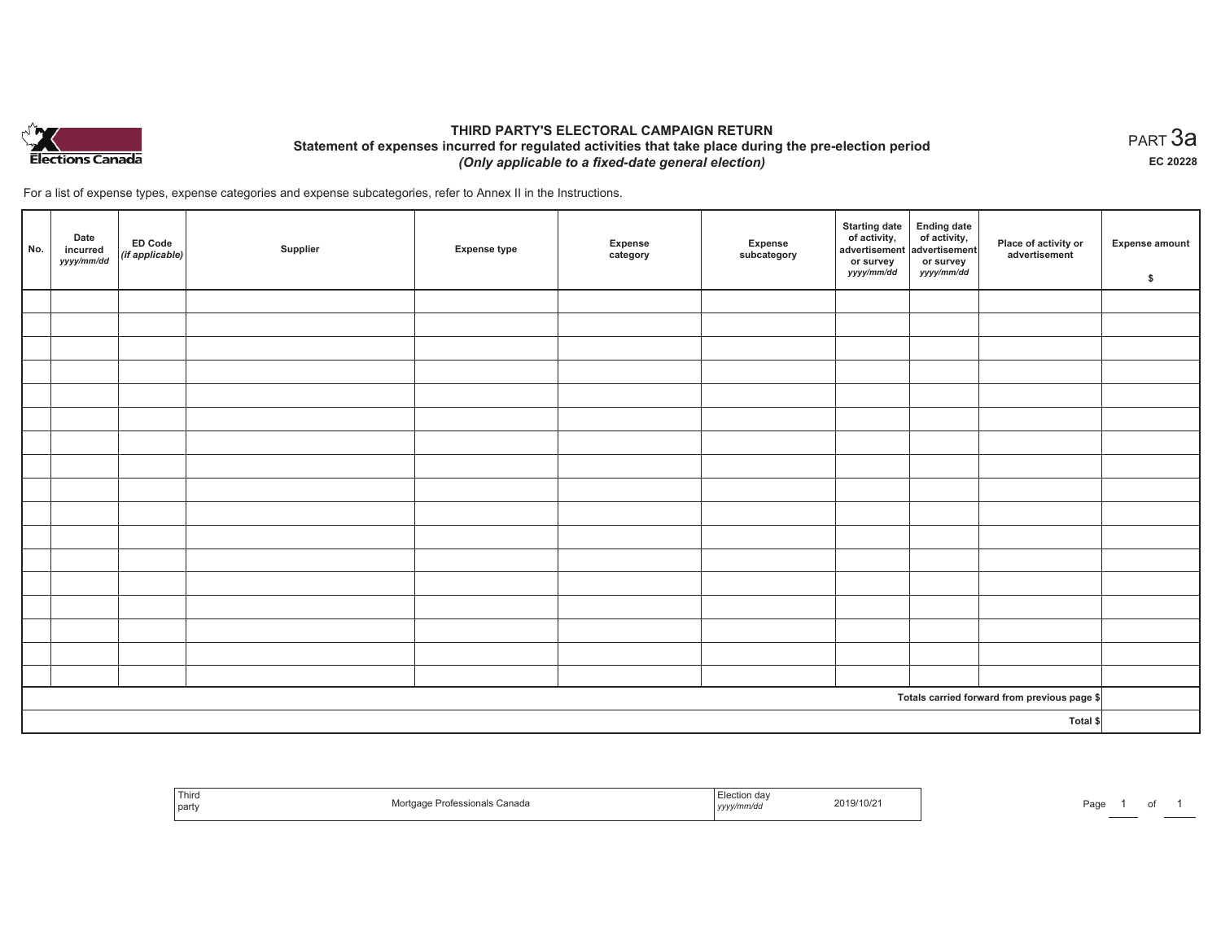Elections Canada

# THIRD PARTY'S ELECTORAL CAMPAIGN RETURN

## Statement of expenses incurred for regulated activities that take place during the pre-election period

*(Only applicable to a fixed-date general election)*

PART 3a

**EC 20228**

For a list of expense types, expense categories and expense subcategories, refer to Annex II in the Instructions.

| No. | Date incurred *yyyy/mm/dd* | ED Code *(if applicable)* | Supplier | Expense type | Expense category | Expense subcategory | Starting date of activity, advertisement or survey *yyyy/mm/dd* | Ending date of activity, advertisement or survey *yyyy/mm/dd* | Place of activity or advertisement | Expense amount $ |
|---|---|---|---|---|---|---|---|---|---|---|
| | | | | | | | | | | |
| | | | | | | | | | | |
| | | | | | | | | | | |
| | | | | | | | | | | |
| | | | | | | | | | | |
| | | | | | | | | | | |
| | | | | | | | | | | |
| | | | | | | | | | | |
| | | | | | | | | | | |
| | | | | | | | | | | |
| | | | | | | | | | | |
| | | | | | | | | | | |
| | | | | | | | | | | |
| | | | | | | | | | | |
| | | | | | | | | | | |
| | | | | | | | | | | |
| | | | | | | | | | | |
| | | | | | | | | | Totals carried forward from previous page $ | |
| | | | | | | | | | Total $ | |

| Third party | Mortgage Professionals Canada | Election day *yyyy/mm/dd* | 2019/10/21 |
|---|---|---|---|

Page 1 of 1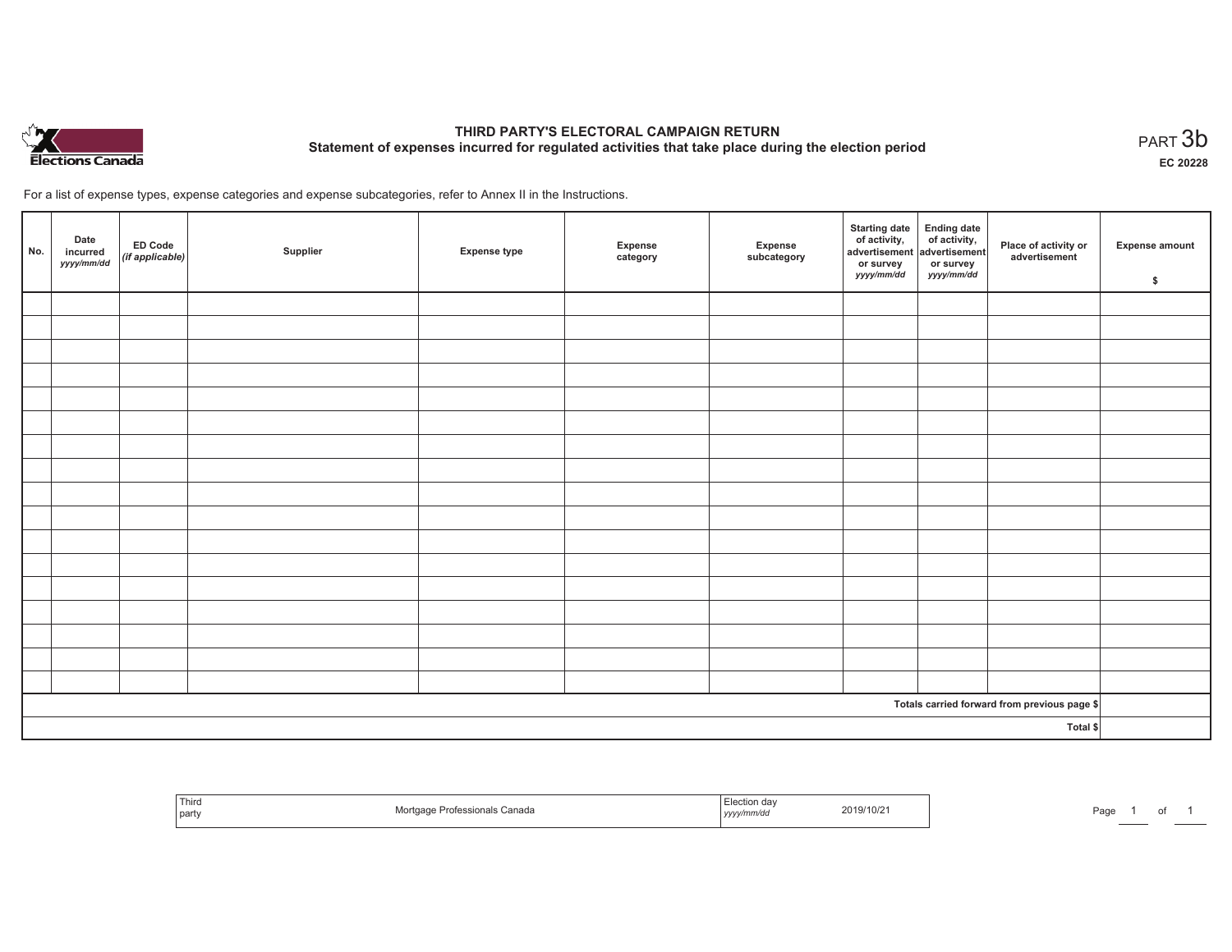# THIRD PARTY'S ELECTORAL CAMPAIGN RETURN

## Statement of expenses incurred for regulated activities that take place during the election period

PART 3b

EC 20228

For a list of expense types, expense categories and expense subcategories, refer to Annex II in the Instructions.

| No. | Date incurred *yyyy/mm/dd* | ED Code *(if applicable)* | Supplier | Expense type | Expense category | Expense subcategory | Starting date of activity, advertisement or survey *yyyy/mm/dd* | Ending date of activity, advertisement or survey *yyyy/mm/dd* | Place of activity or advertisement | Expense amount $ |
|---|---|---|---|---|---|---|---|---|---|---|
| | | | | | | | | | | |
| | | | | | | | | | | |
| | | | | | | | | | | |
| | | | | | | | | | | |
| | | | | | | | | | | |
| | | | | | | | | | | |
| | | | | | | | | | | |
| | | | | | | | | | | |
| | | | | | | | | | | |
| | | | | | | | | | | |
| | | | | | | | | | | |
| | | | | | | | | | | |
| | | | | | | | | | | |
| | | | | | | | | | | |
| | | | | | | | | | | |
| | | | | | | | | | | |
| | | | | | | | | | | |
| Totals carried forward from previous page $ | | | | | | | | | | |
| Total $ | | | | | | | | | | |

| Third party | Mortgage Professionals Canada | Election day *yyyy/mm/dd* | 2019/10/21 |
|---|---|---|---|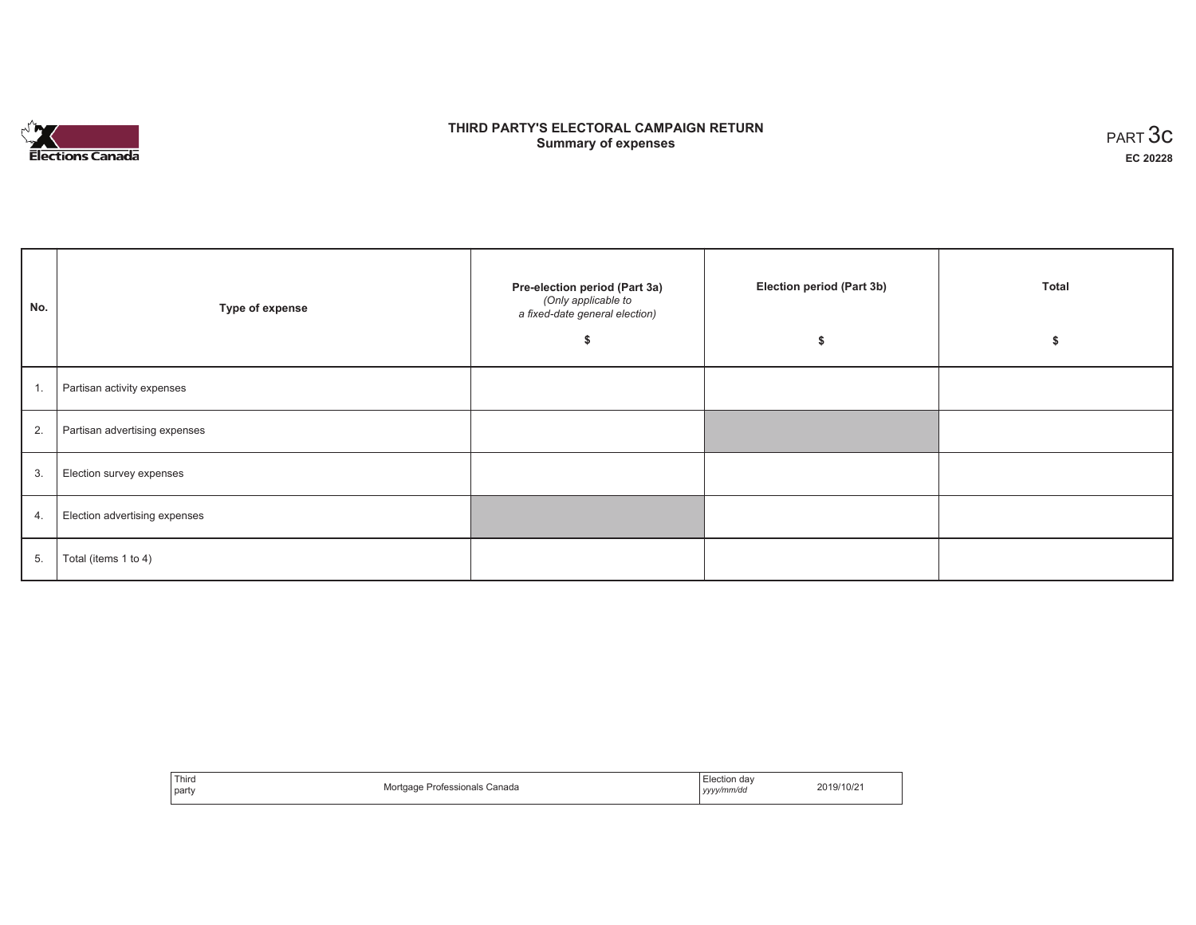# THIRD PARTY'S ELECTORAL CAMPAIGN RETURN
## Summary of expenses

PART 3c

**EC 20228**

| No. | Type of expense | Pre-election period (Part 3a) *(Only applicable to a fixed-date general election)* $ | Election period (Part 3b) $ | Total $ |
|---|---|---|---|---|
| 1. | Partisan activity expenses | | | |
| 2. | Partisan advertising expenses | | | |
| 3. | Election survey expenses | | | |
| 4. | Election advertising expenses | | | |
| 5. | Total (items 1 to 4) | | | |

| Third party | Mortgage Professionals Canada | Election day *yyyy/mm/dd* | 2019/10/21 |
|---|---|---|---|